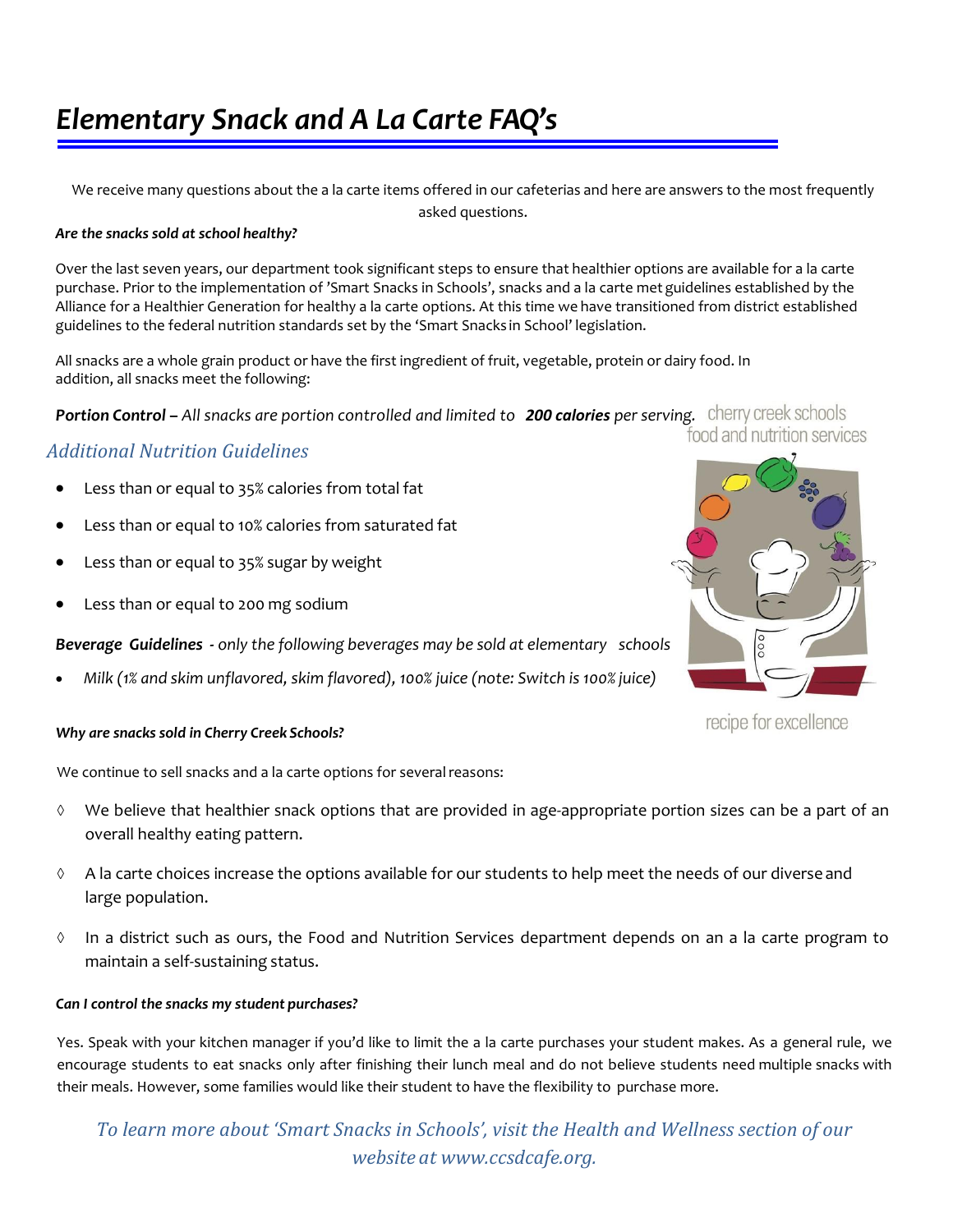# *Elementary Snack and A La Carte FAQ's*

We receive many questions about the a la carte items offered in our cafeterias and here are answers to the most frequently asked questions.

***Are the snacks sold at school healthy?***

Over the last seven years, our department took significant steps to ensure that healthier options are available for a la carte purchase. Prior to the implementation of 'Smart Snacks in Schools', snacks and a la carte met guidelines established by the Alliance for a Healthier Generation for healthy a la carte options. At this time we have transitioned from district established guidelines to the federal nutrition standards set by the 'Smart Snacks in School' legislation.

All snacks are a whole grain product or have the first ingredient of fruit, vegetable, protein or dairy food. In addition, all snacks meet the following:

***Portion Control** – All snacks are portion controlled and limited to* ***200 calories*** *per serving.*

cherry creek schools
food and nutrition services

recipe for excellence

## *Additional Nutrition Guidelines*

- Less than or equal to 35% calories from total fat
- Less than or equal to 10% calories from saturated fat
- Less than or equal to 35% sugar by weight
- Less than or equal to 200 mg sodium

***Beverage Guidelines** - only the following beverages may be sold at elementary schools*

- *Milk (1% and skim unflavored, skim flavored), 100% juice (note: Switch is 100% juice)*

***Why are snacks sold in Cherry Creek Schools?***

We continue to sell snacks and a la carte options for several reasons:

◊ We believe that healthier snack options that are provided in age-appropriate portion sizes can be a part of an overall healthy eating pattern.

◊ A la carte choices increase the options available for our students to help meet the needs of our diverse and large population.

◊ In a district such as ours, the Food and Nutrition Services department depends on an a la carte program to maintain a self-sustaining status.

***Can I control the snacks my student purchases?***

Yes. Speak with your kitchen manager if you'd like to limit the a la carte purchases your student makes. As a general rule, we encourage students to eat snacks only after finishing their lunch meal and do not believe students need multiple snacks with their meals. However, some families would like their student to have the flexibility to purchase more.

*To learn more about 'Smart Snacks in Schools', visit the Health and Wellness section of our website at www.ccsdcafe.org.*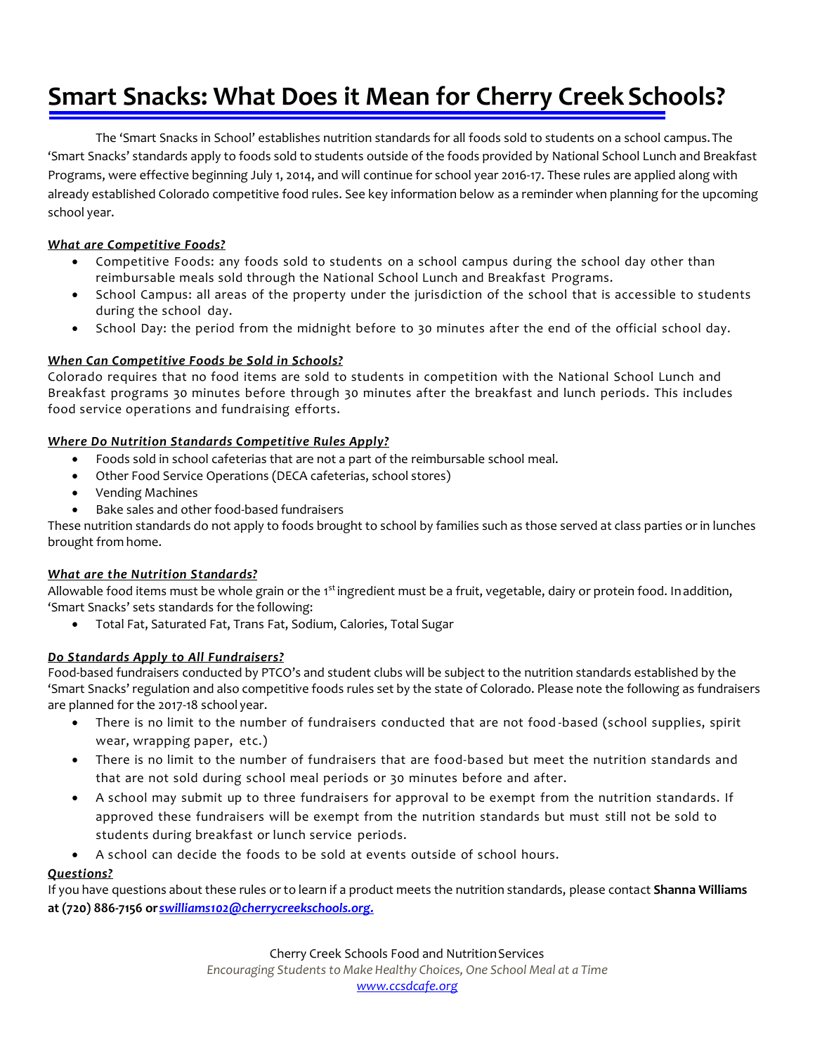# Smart Snacks: What Does it Mean for Cherry Creek Schools?

The 'Smart Snacks in School' establishes nutrition standards for all foods sold to students on a school campus. The 'Smart Snacks' standards apply to foods sold to students outside of the foods provided by National School Lunch and Breakfast Programs, were effective beginning July 1, 2014, and will continue for school year 2016-17. These rules are applied along with already established Colorado competitive food rules. See key information below as a reminder when planning for the upcoming school year.

***What are Competitive Foods?***

- Competitive Foods: any foods sold to students on a school campus during the school day other than reimbursable meals sold through the National School Lunch and Breakfast Programs.
- School Campus: all areas of the property under the jurisdiction of the school that is accessible to students during the school day.
- School Day: the period from the midnight before to 30 minutes after the end of the official school day.

***When Can Competitive Foods be Sold in Schools?***

Colorado requires that no food items are sold to students in competition with the National School Lunch and Breakfast programs 30 minutes before through 30 minutes after the breakfast and lunch periods. This includes food service operations and fundraising efforts.

***Where Do Nutrition Standards Competitive Rules Apply?***

- Foods sold in school cafeterias that are not a part of the reimbursable school meal.
- Other Food Service Operations (DECA cafeterias, school stores)
- Vending Machines
- Bake sales and other food-based fundraisers

These nutrition standards do not apply to foods brought to school by families such as those served at class parties or in lunches brought from home.

***What are the Nutrition Standards?***

Allowable food items must be whole grain or the 1st ingredient must be a fruit, vegetable, dairy or protein food. In addition, 'Smart Snacks' sets standards for the following:

- Total Fat, Saturated Fat, Trans Fat, Sodium, Calories, Total Sugar

***Do Standards Apply to All Fundraisers?***

Food-based fundraisers conducted by PTCO's and student clubs will be subject to the nutrition standards established by the 'Smart Snacks' regulation and also competitive foods rules set by the state of Colorado. Please note the following as fundraisers are planned for the 2017-18 school year.

- There is no limit to the number of fundraisers conducted that are not food-based (school supplies, spirit wear, wrapping paper, etc.)
- There is no limit to the number of fundraisers that are food-based but meet the nutrition standards and that are not sold during school meal periods or 30 minutes before and after.
- A school may submit up to three fundraisers for approval to be exempt from the nutrition standards. If approved these fundraisers will be exempt from the nutrition standards but must still not be sold to students during breakfast or lunch service periods.
- A school can decide the foods to be sold at events outside of school hours.

***Questions?***

If you have questions about these rules or to learn if a product meets the nutrition standards, please contact **Shanna Williams at (720) 886-7156 or** ***swilliams102@cherrycreekschools.org.***

Cherry Creek Schools Food and Nutrition Services

*Encouraging Students to Make Healthy Choices, One School Meal at a Time*

*www.ccsdcafe.org*